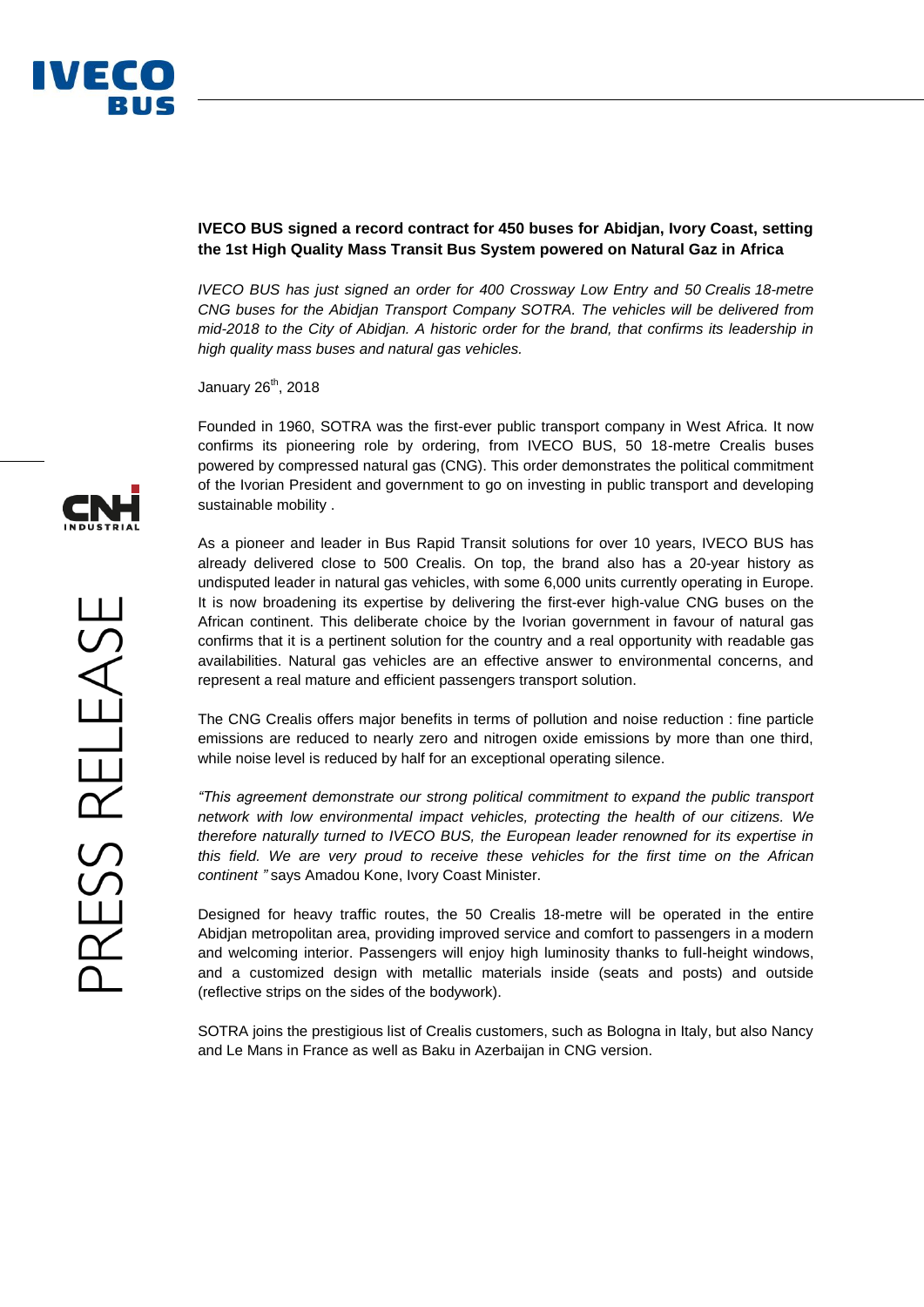**IVECO BUS signed a record contract for 450 buses for Abidjan, Ivory Coast, setting the 1st High Quality Mass Transit Bus System powered on Natural Gaz in Africa**

*IVECO BUS has just signed an order for 400 Crossway Low Entry and 50 Crealis 18-metre CNG buses for the Abidjan Transport Company SOTRA. The vehicles will be delivered from mid-2018 to the City of Abidjan. A historic order for the brand, that confirms its leadership in high quality mass buses and natural gas vehicles.*

January 26th, 2018

Founded in 1960, SOTRA was the first-ever public transport company in West Africa. It now confirms its pioneering role by ordering, from IVECO BUS, 50 18-metre Crealis buses powered by compressed natural gas (CNG). This order demonstrates the political commitment of the Ivorian President and government to go on investing in public transport and developing sustainable mobility .

As a pioneer and leader in Bus Rapid Transit solutions for over 10 years, IVECO BUS has already delivered close to 500 Crealis. On top, the brand also has a 20-year history as undisputed leader in natural gas vehicles, with some 6,000 units currently operating in Europe. It is now broadening its expertise by delivering the first-ever high-value CNG buses on the African continent. This deliberate choice by the Ivorian government in favour of natural gas confirms that it is a pertinent solution for the country and a real opportunity with readable gas availabilities. Natural gas vehicles are an effective answer to environmental concerns, and represent a real mature and efficient passengers transport solution.

The CNG Crealis offers major benefits in terms of pollution and noise reduction : fine particle emissions are reduced to nearly zero and nitrogen oxide emissions by more than one third, while noise level is reduced by half for an exceptional operating silence.

*"This agreement demonstrate our strong political commitment to expand the public transport network with low environmental impact vehicles, protecting the health of our citizens. We therefore naturally turned to IVECO BUS, the European leader renowned for its expertise in this field. We are very proud to receive these vehicles for the first time on the African continent "* says Amadou Kone, Ivory Coast Minister.

Designed for heavy traffic routes, the 50 Crealis 18-metre will be operated in the entire Abidjan metropolitan area, providing improved service and comfort to passengers in a modern and welcoming interior. Passengers will enjoy high luminosity thanks to full-height windows, and a customized design with metallic materials inside (seats and posts) and outside (reflective strips on the sides of the bodywork).

SOTRA joins the prestigious list of Crealis customers, such as Bologna in Italy, but also Nancy and Le Mans in France as well as Baku in Azerbaijan in CNG version.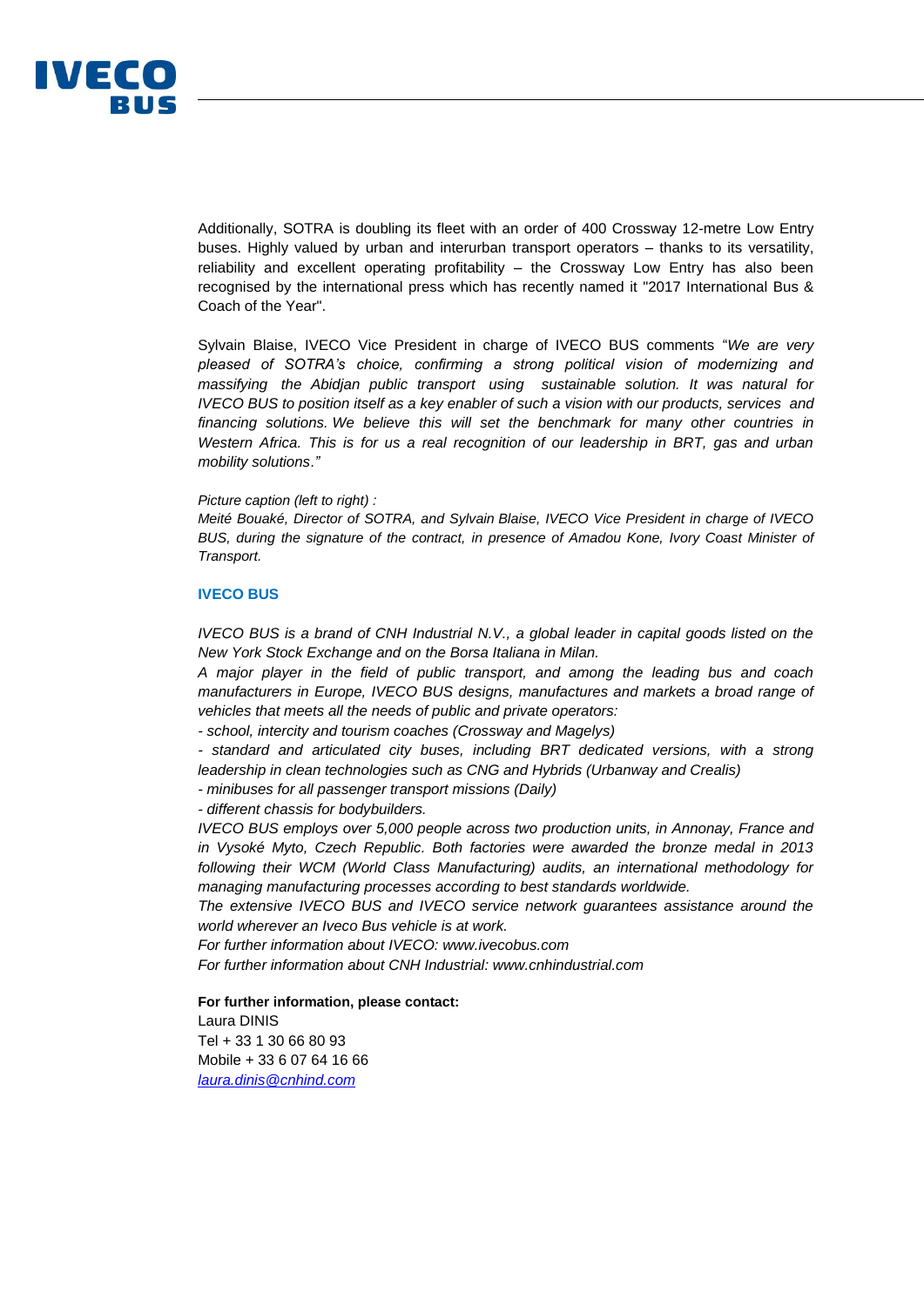Additionally, SOTRA is doubling its fleet with an order of 400 Crossway 12-metre Low Entry buses. Highly valued by urban and interurban transport operators – thanks to its versatility, reliability and excellent operating profitability – the Crossway Low Entry has also been recognised by the international press which has recently named it "2017 International Bus & Coach of the Year".

Sylvain Blaise, IVECO Vice President in charge of IVECO BUS comments "*We are very pleased of SOTRA's choice, confirming a strong political vision of modernizing and massifying the Abidjan public transport using sustainable solution. It was natural for IVECO BUS to position itself as a key enabler of such a vision with our products, services and financing solutions. We believe this will set the benchmark for many other countries in Western Africa. This is for us a real recognition of our leadership in BRT, gas and urban mobility solutions*."

*Picture caption (left to right) :*
*Meité Bouaké, Director of SOTRA, and Sylvain Blaise, IVECO Vice President in charge of IVECO BUS, during the signature of the contract, in presence of Amadou Kone, Ivory Coast Minister of Transport.*

## IVECO BUS

*IVECO BUS is a brand of CNH Industrial N.V., a global leader in capital goods listed on the New York Stock Exchange and on the Borsa Italiana in Milan.*
*A major player in the field of public transport, and among the leading bus and coach manufacturers in Europe, IVECO BUS designs, manufactures and markets a broad range of vehicles that meets all the needs of public and private operators:*
*- school, intercity and tourism coaches (Crossway and Magelys)*
*- standard and articulated city buses, including BRT dedicated versions, with a strong leadership in clean technologies such as CNG and Hybrids (Urbanway and Crealis)*
*- minibuses for all passenger transport missions (Daily)*
*- different chassis for bodybuilders.*
*IVECO BUS employs over 5,000 people across two production units, in Annonay, France and in Vysoké Myto, Czech Republic. Both factories were awarded the bronze medal in 2013 following their WCM (World Class Manufacturing) audits, an international methodology for managing manufacturing processes according to best standards worldwide.*
*The extensive IVECO BUS and IVECO service network guarantees assistance around the world wherever an Iveco Bus vehicle is at work.*
*For further information about IVECO: www.ivecobus.com*
*For further information about CNH Industrial: www.cnhindustrial.com*

**For further information, please contact:**
Laura DINIS
Tel + 33 1 30 66 80 93
Mobile + 33 6 07 64 16 66
laura.dinis@cnhind.com